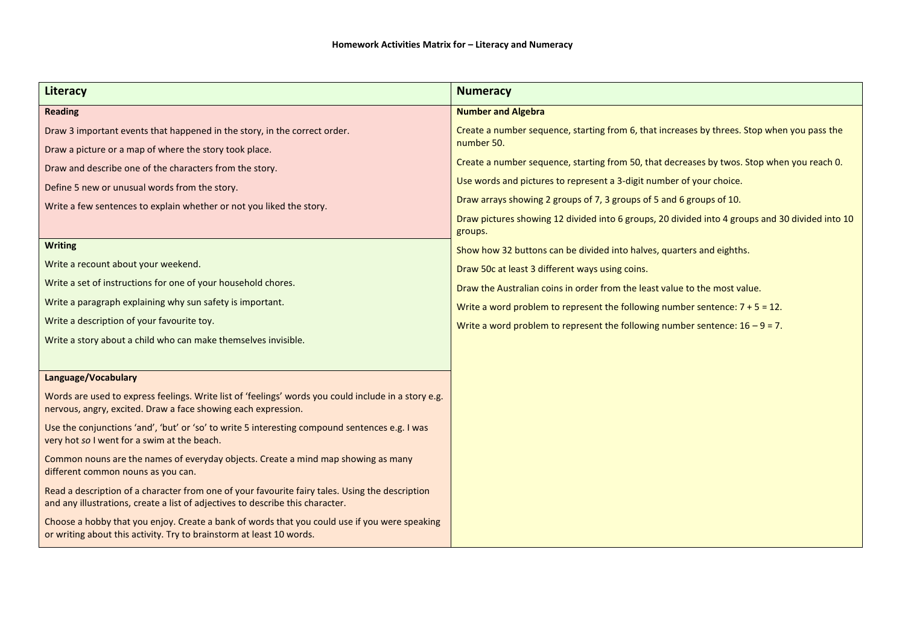**Homework Activities Matrix for – Literacy and Numeracy**

| Literacy | Numeracy |
|---|---|
| **Reading**<br>Draw 3 important events that happened in the story, in the correct order.<br>Draw a picture or a map of where the story took place.<br>Draw and describe one of the characters from the story.<br>Define 5 new or unusual words from the story.<br>Write a few sentences to explain whether or not you liked the story. | **Number and Algebra**<br>Create a number sequence, starting from 6, that increases by threes. Stop when you pass the number 50.<br>Create a number sequence, starting from 50, that decreases by twos. Stop when you reach 0.<br>Use words and pictures to represent a 3-digit number of your choice.<br>Draw arrays showing 2 groups of 7, 3 groups of 5 and 6 groups of 10.<br>Draw pictures showing 12 divided into 6 groups, 20 divided into 4 groups and 30 divided into 10 groups.<br>Show how 32 buttons can be divided into halves, quarters and eighths.<br>Draw 50c at least 3 different ways using coins.<br>Draw the Australian coins in order from the least value to the most value.<br>Write a word problem to represent the following number sentence: $7 + 5 = 12$.<br>Write a word problem to represent the following number sentence: $16 – 9 = 7$. |
| **Writing**<br>Write a recount about your weekend.<br>Write a set of instructions for one of your household chores.<br>Write a paragraph explaining why sun safety is important.<br>Write a description of your favourite toy.<br>Write a story about a child who can make themselves invisible. | |
| **Language/Vocabulary**<br>Words are used to express feelings. Write list of 'feelings' words you could include in a story e.g. nervous, angry, excited. Draw a face showing each expression.<br>Use the conjunctions 'and', 'but' or 'so' to write 5 interesting compound sentences e.g. I was very hot *so* I went for a swim at the beach.<br>Common nouns are the names of everyday objects. Create a mind map showing as many different common nouns as you can.<br>Read a description of a character from one of your favourite fairy tales. Using the description and any illustrations, create a list of adjectives to describe this character.<br>Choose a hobby that you enjoy. Create a bank of words that you could use if you were speaking or writing about this activity. Try to brainstorm at least 10 words. | |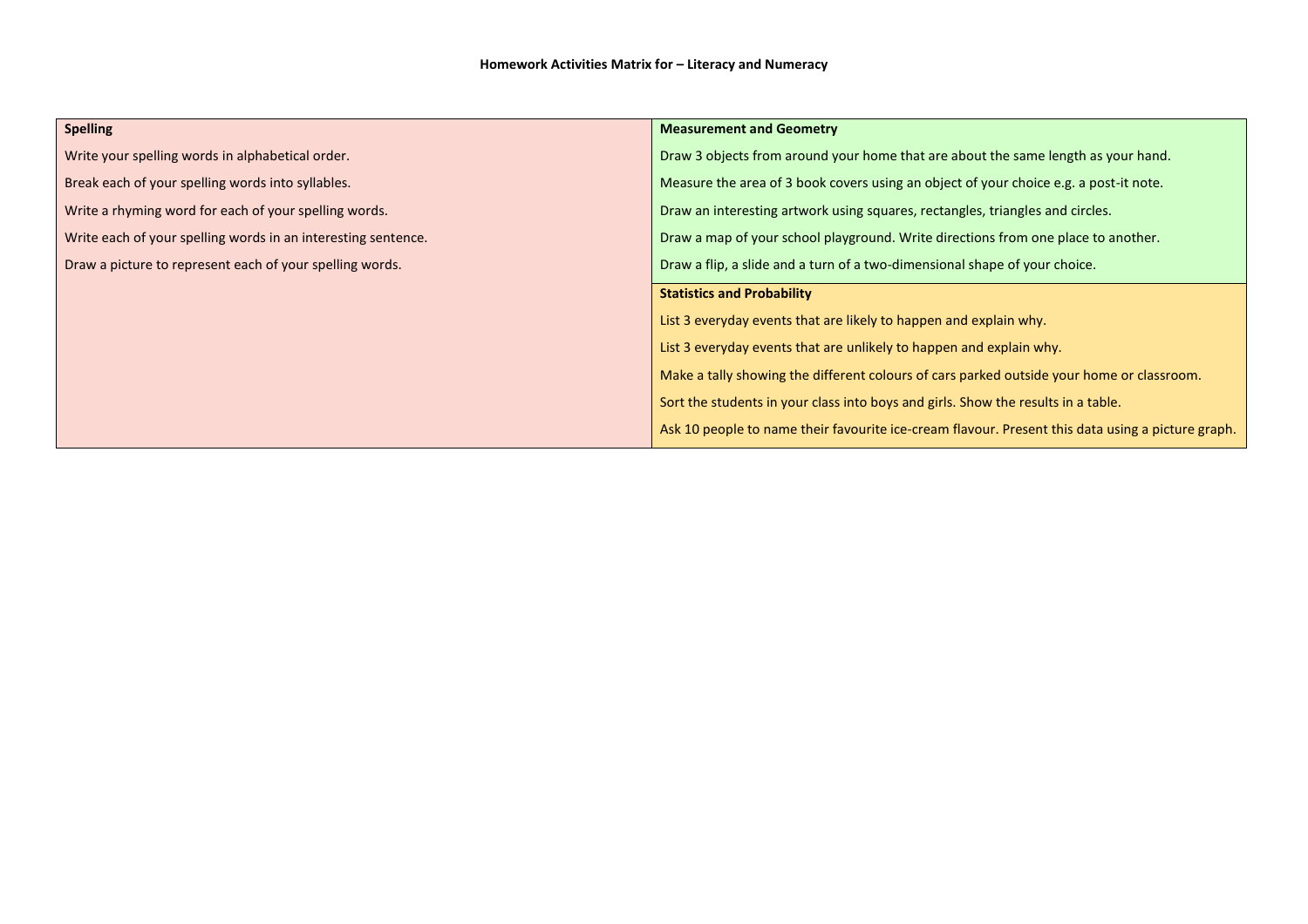**Homework Activities Matrix for – Literacy and Numeracy**

| **Spelling** | **Measurement and Geometry** |
| --- | --- |
| Write your spelling words in alphabetical order. | Draw 3 objects from around your home that are about the same length as your hand. |
| Break each of your spelling words into syllables. | Measure the area of 3 book covers using an object of your choice e.g. a post-it note. |
| Write a rhyming word for each of your spelling words. | Draw an interesting artwork using squares, rectangles, triangles and circles. |
| Write each of your spelling words in an interesting sentence. | Draw a map of your school playground. Write directions from one place to another. |
| Draw a picture to represent each of your spelling words. | Draw a flip, a slide and a turn of a two-dimensional shape of your choice. |
| | **Statistics and Probability** |
| | List 3 everyday events that are likely to happen and explain why. |
| | List 3 everyday events that are unlikely to happen and explain why. |
| | Make a tally showing the different colours of cars parked outside your home or classroom. |
| | Sort the students in your class into boys and girls. Show the results in a table. |
| | Ask 10 people to name their favourite ice-cream flavour. Present this data using a picture graph. |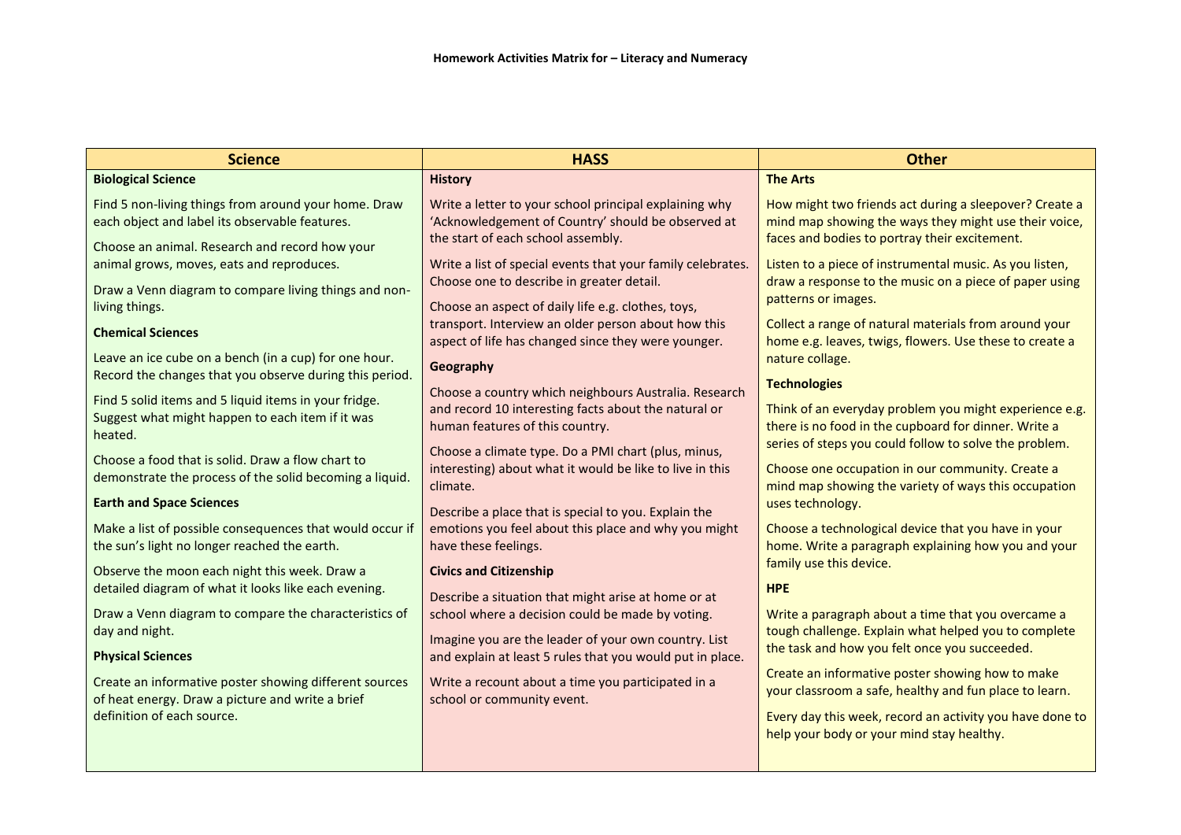**Homework Activities Matrix for – Literacy and Numeracy**

| Science | HASS | Other |
|---|---|---|
| **Biological Science** | **History** | **The Arts** |
| Find 5 non-living things from around your home. Draw each object and label its observable features. | Write a letter to your school principal explaining why 'Acknowledgement of Country' should be observed at the start of each school assembly. | How might two friends act during a sleepover? Create a mind map showing the ways they might use their voice, faces and bodies to portray their excitement. |
| Choose an animal. Research and record how your animal grows, moves, eats and reproduces. | Write a list of special events that your family celebrates. Choose one to describe in greater detail. | Listen to a piece of instrumental music. As you listen, draw a response to the music on a piece of paper using patterns or images. |
| Draw a Venn diagram to compare living things and non-living things. | Choose an aspect of daily life e.g. clothes, toys, transport. Interview an older person about how this aspect of life has changed since they were younger. | Collect a range of natural materials from around your home e.g. leaves, twigs, flowers. Use these to create a nature collage. |
| **Chemical Sciences** | **Geography** | **Technologies** |
| Leave an ice cube on a bench (in a cup) for one hour. Record the changes that you observe during this period. | Choose a country which neighbours Australia. Research and record 10 interesting facts about the natural or human features of this country. | Think of an everyday problem you might experience e.g. there is no food in the cupboard for dinner. Write a series of steps you could follow to solve the problem. |
| Find 5 solid items and 5 liquid items in your fridge. Suggest what might happen to each item if it was heated. | Choose a climate type. Do a PMI chart (plus, minus, interesting) about what it would be like to live in this climate. | Choose one occupation in our community. Create a mind map showing the variety of ways this occupation uses technology. |
| Choose a food that is solid. Draw a flow chart to demonstrate the process of the solid becoming a liquid. | Describe a place that is special to you. Explain the emotions you feel about this place and why you might have these feelings. | Choose a technological device that you have in your home. Write a paragraph explaining how you and your family use this device. |
| **Earth and Space Sciences** | **Civics and Citizenship** | **HPE** |
| Make a list of possible consequences that would occur if the sun's light no longer reached the earth. | Describe a situation that might arise at home or at school where a decision could be made by voting. | Write a paragraph about a time that you overcame a tough challenge. Explain what helped you to complete the task and how you felt once you succeeded. |
| Observe the moon each night this week. Draw a detailed diagram of what it looks like each evening. | Imagine you are the leader of your own country. List and explain at least 5 rules that you would put in place. | Create an informative poster showing how to make your classroom a safe, healthy and fun place to learn. |
| Draw a Venn diagram to compare the characteristics of day and night. | Write a recount about a time you participated in a school or community event. | Every day this week, record an activity you have done to help your body or your mind stay healthy. |
| **Physical Sciences** | | |
| Create an informative poster showing different sources of heat energy. Draw a picture and write a brief definition of each source. | | |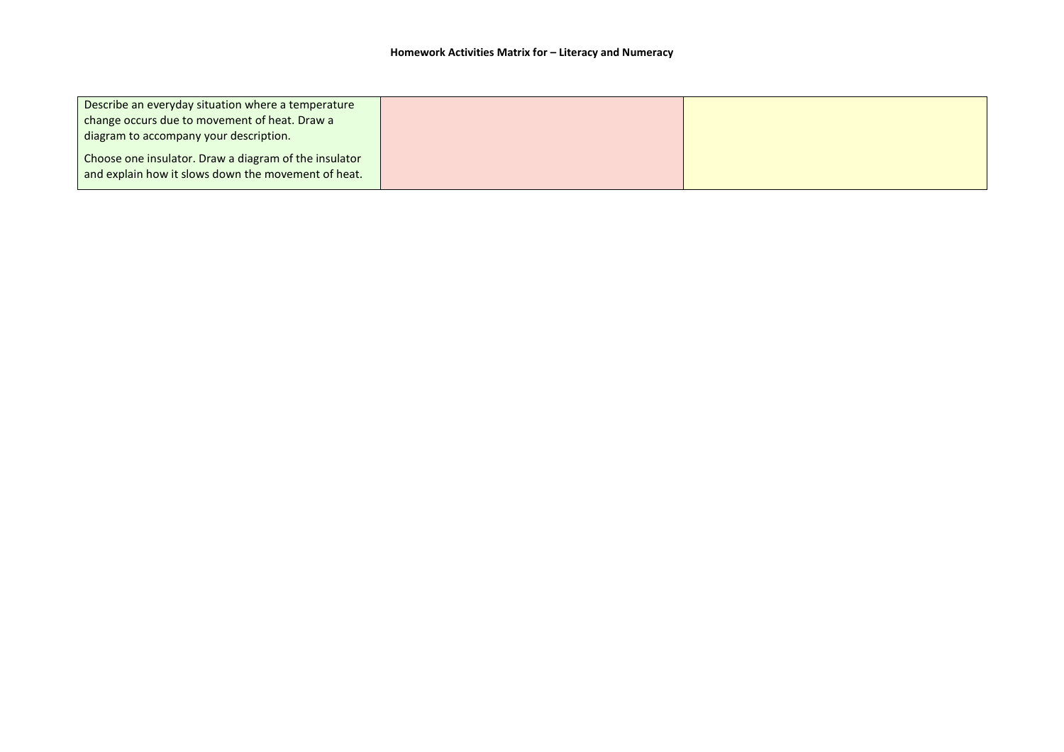**Homework Activities Matrix for – Literacy and Numeracy**

| | | |
|---|---|---|
| Describe an everyday situation where a temperature change occurs due to movement of heat. Draw a diagram to accompany your description.<br><br>Choose one insulator. Draw a diagram of the insulator and explain how it slows down the movement of heat. | | |